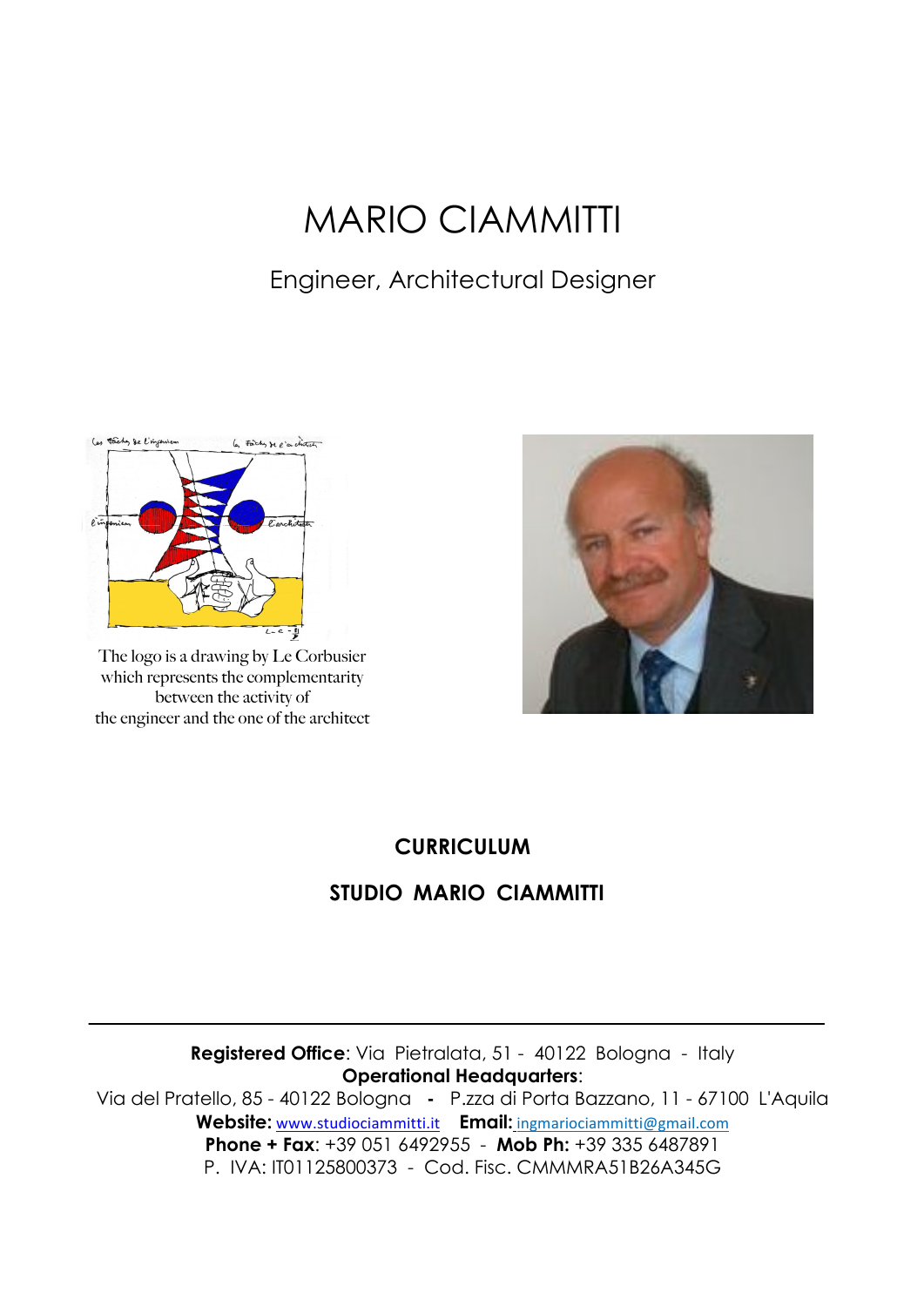# MARIO CIAMMITTI

Engineer, Architectural Designer

The logo is a drawing by Le Corbusier which represents the complementarity between the activity of the engineer and the one of the architect

**CURRICULUM**

**STUDIO MARIO CIAMMITTI**

---

**Registered Office**: Via Pietralata, 51 - 40122 Bologna - Italy
**Operational Headquarters**:
Via del Pratello, 85 - 40122 Bologna **-** P.zza di Porta Bazzano, 11 - 67100 L'Aquila
**Website:** www.studiociammitti.it **Email:** ingmariociammitti@gmail.com
**Phone + Fax**: +39 051 6492955 - **Mob Ph:** +39 335 6487891
P. IVA: IT01125800373 - Cod. Fisc. CMMMRA51B26A345G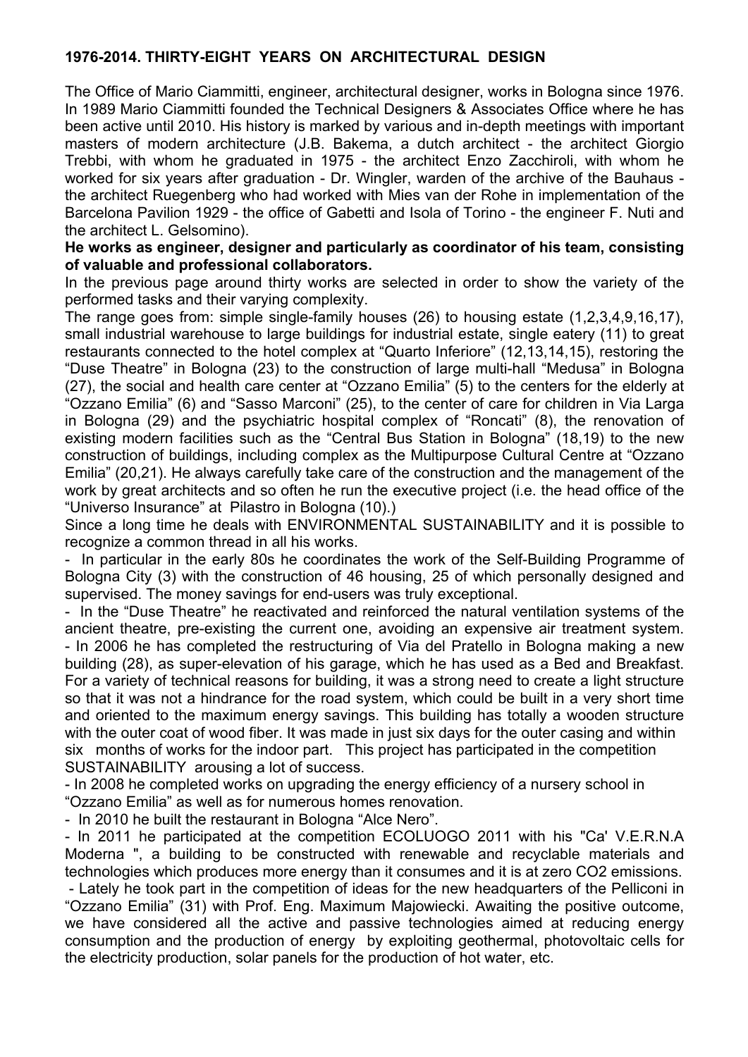# 1976-2014. THIRTY-EIGHT YEARS ON ARCHITECTURAL DESIGN

The Office of Mario Ciammitti, engineer, architectural designer, works in Bologna since 1976. In 1989 Mario Ciammitti founded the Technical Designers & Associates Office where he has been active until 2010. His history is marked by various and in-depth meetings with important masters of modern architecture (J.B. Bakema, a dutch architect - the architect Giorgio Trebbi, with whom he graduated in 1975 - the architect Enzo Zacchiroli, with whom he worked for six years after graduation - Dr. Wingler, warden of the archive of the Bauhaus - the architect Ruegenberg who had worked with Mies van der Rohe in implementation of the Barcelona Pavilion 1929 - the office of Gabetti and Isola of Torino - the engineer F. Nuti and the architect L. Gelsomino).

**He works as engineer, designer and particularly as coordinator of his team, consisting of valuable and professional collaborators.**

In the previous page around thirty works are selected in order to show the variety of the performed tasks and their varying complexity.

The range goes from: simple single-family houses (26) to housing estate (1,2,3,4,9,16,17), small industrial warehouse to large buildings for industrial estate, single eatery (11) to great restaurants connected to the hotel complex at "Quarto Inferiore" (12,13,14,15), restoring the "Duse Theatre" in Bologna (23) to the construction of large multi-hall "Medusa" in Bologna (27), the social and health care center at "Ozzano Emilia" (5) to the centers for the elderly at "Ozzano Emilia" (6) and "Sasso Marconi" (25), to the center of care for children in Via Larga in Bologna (29) and the psychiatric hospital complex of "Roncati" (8), the renovation of existing modern facilities such as the "Central Bus Station in Bologna" (18,19) to the new construction of buildings, including complex as the Multipurpose Cultural Centre at "Ozzano Emilia" (20,21). He always carefully take care of the construction and the management of the work by great architects and so often he run the executive project (i.e. the head office of the "Universo Insurance" at Pilastro in Bologna (10).)

Since a long time he deals with ENVIRONMENTAL SUSTAINABILITY and it is possible to recognize a common thread in all his works.

- In particular in the early 80s he coordinates the work of the Self-Building Programme of Bologna City (3) with the construction of 46 housing, 25 of which personally designed and supervised. The money savings for end-users was truly exceptional.
- In the "Duse Theatre" he reactivated and reinforced the natural ventilation systems of the ancient theatre, pre-existing the current one, avoiding an expensive air treatment system.
- In 2006 he has completed the restructuring of Via del Pratello in Bologna making a new building (28), as super-elevation of his garage, which he has used as a Bed and Breakfast. For a variety of technical reasons for building, it was a strong need to create a light structure so that it was not a hindrance for the road system, which could be built in a very short time and oriented to the maximum energy savings. This building has totally a wooden structure with the outer coat of wood fiber. It was made in just six days for the outer casing and within six months of works for the indoor part. This project has participated in the competition SUSTAINABILITY arousing a lot of success.
- In 2008 he completed works on upgrading the energy efficiency of a nursery school in "Ozzano Emilia" as well as for numerous homes renovation.
- In 2010 he built the restaurant in Bologna "Alce Nero".
- In 2011 he participated at the competition ECOLUOGO 2011 with his "Ca' V.E.R.N.A Moderna ", a building to be constructed with renewable and recyclable materials and technologies which produces more energy than it consumes and it is at zero $CO_2$ emissions.
- Lately he took part in the competition of ideas for the new headquarters of the Pelliconi in "Ozzano Emilia" (31) with Prof. Eng. Maximum Majowiecki. Awaiting the positive outcome, we have considered all the active and passive technologies aimed at reducing energy consumption and the production of energy by exploiting geothermal, photovoltaic cells for the electricity production, solar panels for the production of hot water, etc.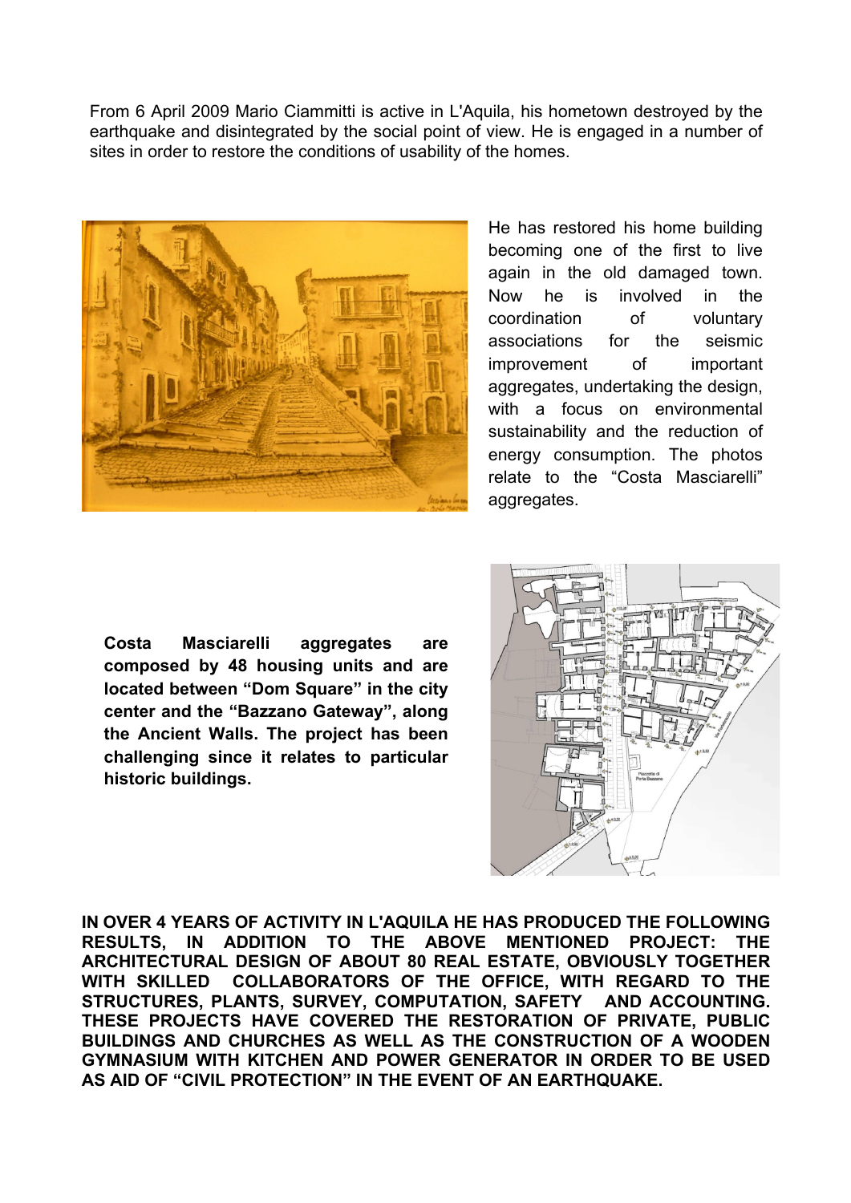From 6 April 2009 Mario Ciammitti is active in L'Aquila, his hometown destroyed by the earthquake and disintegrated by the social point of view. He is engaged in a number of sites in order to restore the conditions of usability of the homes.

He has restored his home building becoming one of the first to live again in the old damaged town. Now he is involved in the coordination of voluntary associations for the seismic improvement of important aggregates, undertaking the design, with a focus on environmental sustainability and the reduction of energy consumption. The photos relate to the "Costa Masciarelli" aggregates.

**Costa Masciarelli aggregates are composed by 48 housing units and are located between "Dom Square" in the city center and the "Bazzano Gateway", along the Ancient Walls. The project has been challenging since it relates to particular historic buildings.**

**IN OVER 4 YEARS OF ACTIVITY IN L'AQUILA HE HAS PRODUCED THE FOLLOWING RESULTS, IN ADDITION TO THE ABOVE MENTIONED PROJECT: THE ARCHITECTURAL DESIGN OF ABOUT 80 REAL ESTATE, OBVIOUSLY TOGETHER WITH SKILLED COLLABORATORS OF THE OFFICE, WITH REGARD TO THE STRUCTURES, PLANTS, SURVEY, COMPUTATION, SAFETY AND ACCOUNTING. THESE PROJECTS HAVE COVERED THE RESTORATION OF PRIVATE, PUBLIC BUILDINGS AND CHURCHES AS WELL AS THE CONSTRUCTION OF A WOODEN GYMNASIUM WITH KITCHEN AND POWER GENERATOR IN ORDER TO BE USED AS AID OF "CIVIL PROTECTION" IN THE EVENT OF AN EARTHQUAKE.**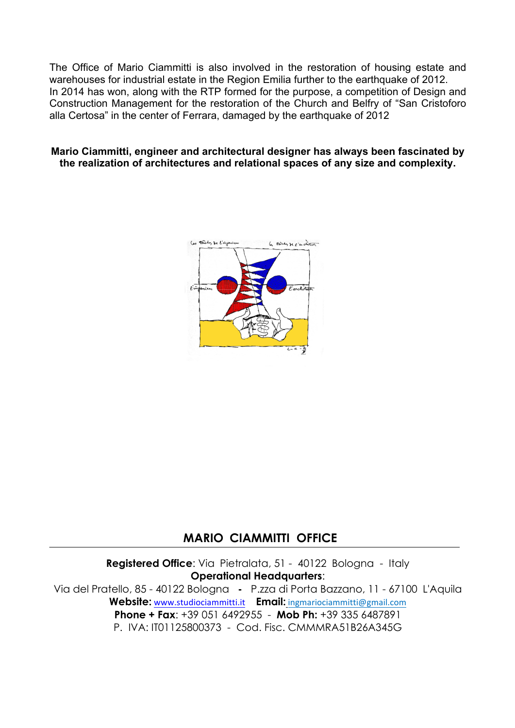The Office of Mario Ciammitti is also involved in the restoration of housing estate and warehouses for industrial estate in the Region Emilia further to the earthquake of 2012.
In 2014 has won, along with the RTP formed for the purpose, a competition of Design and Construction Management for the restoration of the Church and Belfry of "San Cristoforo alla Certosa" in the center of Ferrara, damaged by the earthquake of 2012

**Mario Ciammitti, engineer and architectural designer has always been fascinated by the realization of architectures and relational spaces of any size and complexity.**

## MARIO CIAMMITTI OFFICE

**Registered Office**: Via Pietralata, 51 - 40122 Bologna - Italy
**Operational Headquarters**:
Via del Pratello, 85 - 40122 Bologna - P.zza di Porta Bazzano, 11 - 67100 L'Aquila
**Website:** www.studiociammitti.it **Email:** ingmariociammitti@gmail.com
**Phone + Fax**: +39 051 6492955 - **Mob Ph:** +39 335 6487891
P. IVA: IT01125800373 - Cod. Fisc. CMMMRA51B26A345G